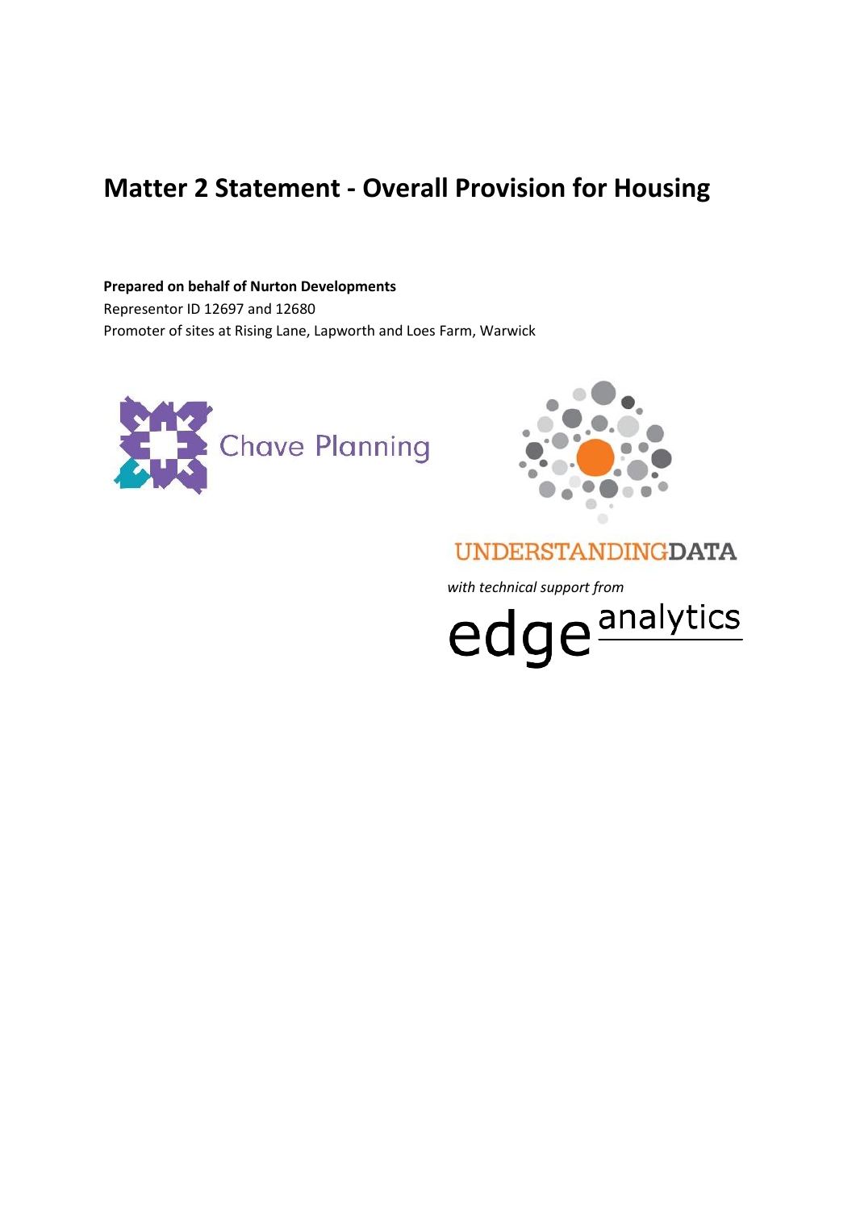# Matter 2 Statement - Overall Provision for Housing

**Prepared on behalf of Nurton Developments**
Representor ID 12697 and 12680
Promoter of sites at Rising Lane, Lapworth and Loes Farm, Warwick

Chave Planning

UNDERSTANDINGDATA

*with technical support from*

edge analytics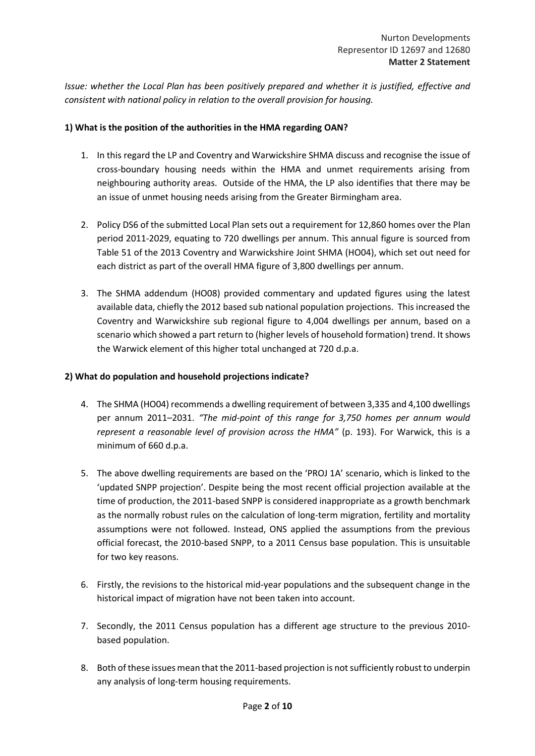*Issue: whether the Local Plan has been positively prepared and whether it is justified, effective and consistent with national policy in relation to the overall provision for housing.*

**1) What is the position of the authorities in the HMA regarding OAN?**

1. In this regard the LP and Coventry and Warwickshire SHMA discuss and recognise the issue of cross-boundary housing needs within the HMA and unmet requirements arising from neighbouring authority areas. Outside of the HMA, the LP also identifies that there may be an issue of unmet housing needs arising from the Greater Birmingham area.

2. Policy DS6 of the submitted Local Plan sets out a requirement for 12,860 homes over the Plan period 2011-2029, equating to 720 dwellings per annum. This annual figure is sourced from Table 51 of the 2013 Coventry and Warwickshire Joint SHMA (HO04), which set out need for each district as part of the overall HMA figure of 3,800 dwellings per annum.

3. The SHMA addendum (HO08) provided commentary and updated figures using the latest available data, chiefly the 2012 based sub national population projections. This increased the Coventry and Warwickshire sub regional figure to 4,004 dwellings per annum, based on a scenario which showed a part return to (higher levels of household formation) trend. It shows the Warwick element of this higher total unchanged at 720 d.p.a.

**2) What do population and household projections indicate?**

4. The SHMA (HO04) recommends a dwelling requirement of between 3,335 and 4,100 dwellings per annum 2011–2031. *"The mid-point of this range for 3,750 homes per annum would represent a reasonable level of provision across the HMA"* (p. 193). For Warwick, this is a minimum of 660 d.p.a.

5. The above dwelling requirements are based on the 'PROJ 1A' scenario, which is linked to the 'updated SNPP projection'. Despite being the most recent official projection available at the time of production, the 2011-based SNPP is considered inappropriate as a growth benchmark as the normally robust rules on the calculation of long-term migration, fertility and mortality assumptions were not followed. Instead, ONS applied the assumptions from the previous official forecast, the 2010-based SNPP, to a 2011 Census base population. This is unsuitable for two key reasons.

6. Firstly, the revisions to the historical mid-year populations and the subsequent change in the historical impact of migration have not been taken into account.

7. Secondly, the 2011 Census population has a different age structure to the previous 2010-based population.

8. Both of these issues mean that the 2011-based projection is not sufficiently robust to underpin any analysis of long-term housing requirements.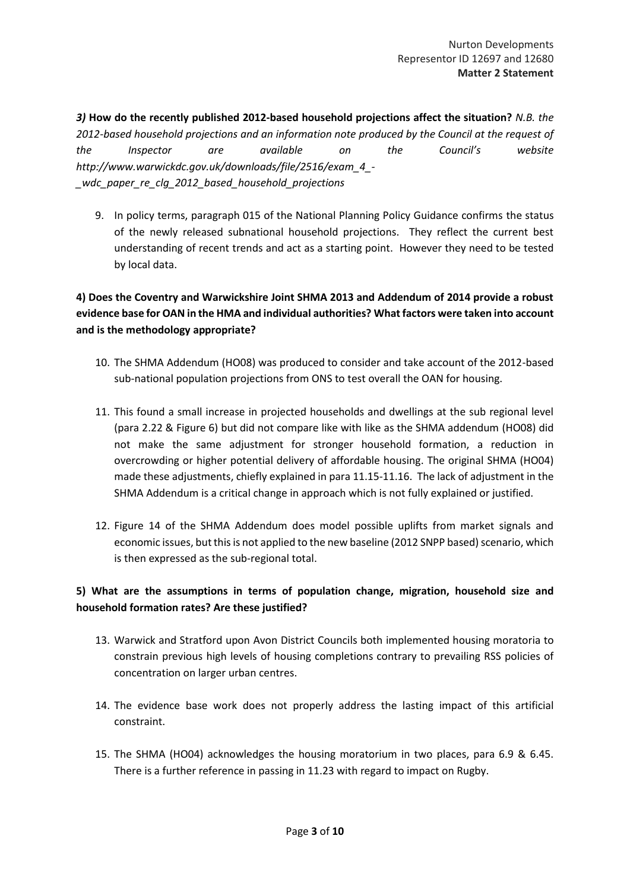***3)*** **How do the recently published 2012-based household projections affect the situation?** *N.B. the 2012-based household projections and an information note produced by the Council at the request of the Inspector are available on the Council's website http://www.warwickdc.gov.uk/downloads/file/2516/exam_4_-_wdc_paper_re_clg_2012_based_household_projections*

9. In policy terms, paragraph 015 of the National Planning Policy Guidance confirms the status of the newly released subnational household projections. They reflect the current best understanding of recent trends and act as a starting point. However they need to be tested by local data.

**4) Does the Coventry and Warwickshire Joint SHMA 2013 and Addendum of 2014 provide a robust evidence base for OAN in the HMA and individual authorities? What factors were taken into account and is the methodology appropriate?**

10. The SHMA Addendum (HO08) was produced to consider and take account of the 2012-based sub-national population projections from ONS to test overall the OAN for housing.

11. This found a small increase in projected households and dwellings at the sub regional level (para 2.22 & Figure 6) but did not compare like with like as the SHMA addendum (HO08) did not make the same adjustment for stronger household formation, a reduction in overcrowding or higher potential delivery of affordable housing. The original SHMA (HO04) made these adjustments, chiefly explained in para 11.15-11.16. The lack of adjustment in the SHMA Addendum is a critical change in approach which is not fully explained or justified.

12. Figure 14 of the SHMA Addendum does model possible uplifts from market signals and economic issues, but this is not applied to the new baseline (2012 SNPP based) scenario, which is then expressed as the sub-regional total.

**5) What are the assumptions in terms of population change, migration, household size and household formation rates? Are these justified?**

13. Warwick and Stratford upon Avon District Councils both implemented housing moratoria to constrain previous high levels of housing completions contrary to prevailing RSS policies of concentration on larger urban centres.

14. The evidence base work does not properly address the lasting impact of this artificial constraint.

15. The SHMA (HO04) acknowledges the housing moratorium in two places, para 6.9 & 6.45. There is a further reference in passing in 11.23 with regard to impact on Rugby.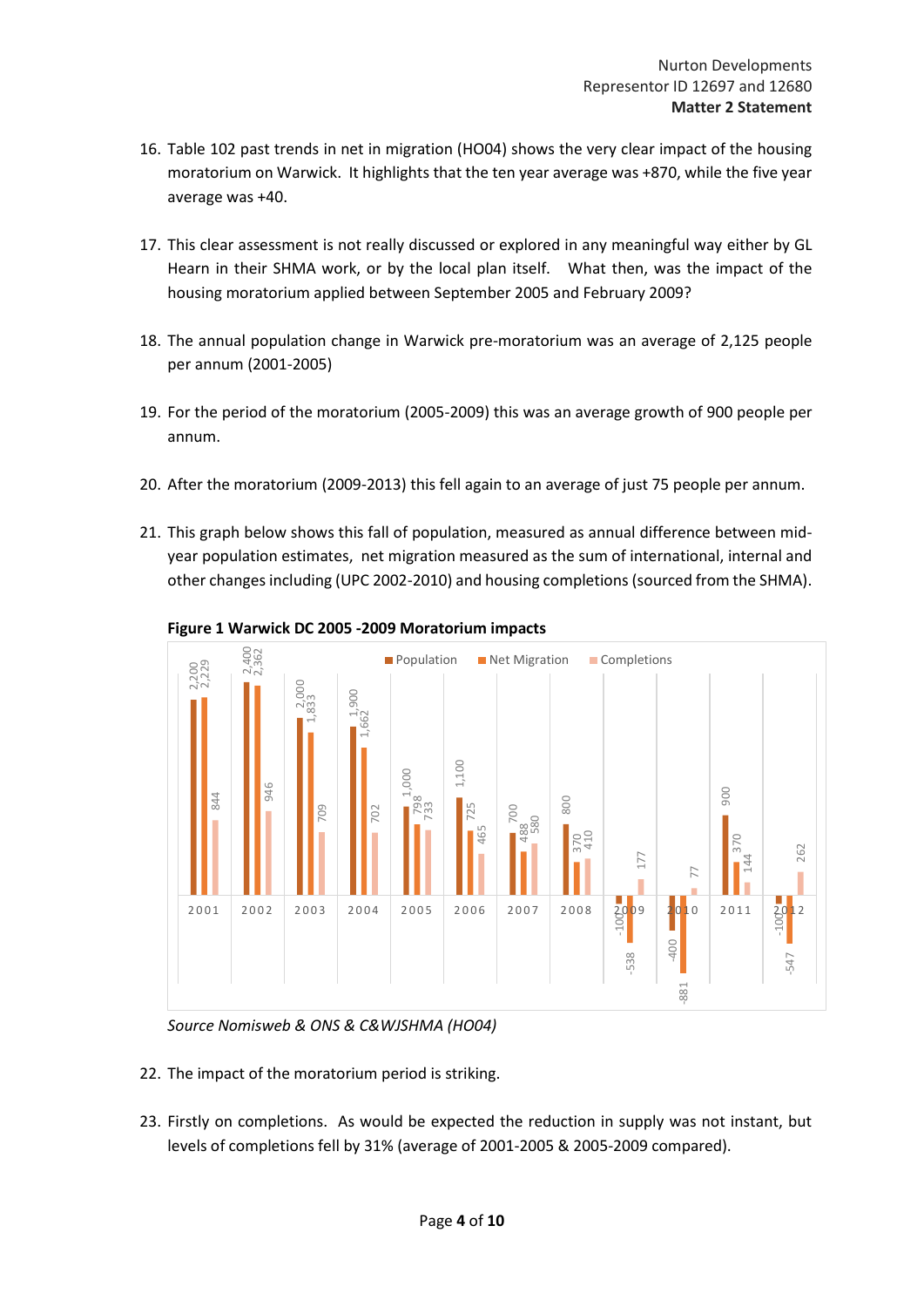16. Table 102 past trends in net in migration (HO04) shows the very clear impact of the housing moratorium on Warwick. It highlights that the ten year average was +870, while the five year average was +40.

17. This clear assessment is not really discussed or explored in any meaningful way either by GL Hearn in their SHMA work, or by the local plan itself. What then, was the impact of the housing moratorium applied between September 2005 and February 2009?

18. The annual population change in Warwick pre-moratorium was an average of 2,125 people per annum (2001-2005)

19. For the period of the moratorium (2005-2009) this was an average growth of 900 people per annum.

20. After the moratorium (2009-2013) this fell again to an average of just 75 people per annum.

21. This graph below shows this fall of population, measured as annual difference between mid-year population estimates, net migration measured as the sum of international, internal and other changes including (UPC 2002-2010) and housing completions (sourced from the SHMA).

**Figure 1 Warwick DC 2005 -2009 Moratorium impacts**

| Year | Population | Net Migration | Completions |
|---|---|---|---|
| 2001 | 2,200 | 2,229 | 844 |
| 2002 | 2,400 | 2,362 | 946 |
| 2003 | 2,000 | 1,833 | 709 |
| 2004 | 1,900 | 1,662 | 702 |
| 2005 | 1,000 | 798 | 733 |
| 2006 | 1,100 | 725 | 465 |
| 2007 | 700 | 488 | 580 |
| 2008 | 800 | 370 | 410 |
| 2009 | -100 | -538 | 177 |
| 2010 | -400 | -881 | 77 |
| 2011 | 900 | 370 | 144 |
| 2012 | -100 | -547 | 262 |

*Source Nomisweb & ONS & C&WJSHMA (HO04)*

22. The impact of the moratorium period is striking.

23. Firstly on completions. As would be expected the reduction in supply was not instant, but levels of completions fell by 31% (average of 2001-2005 & 2005-2009 compared).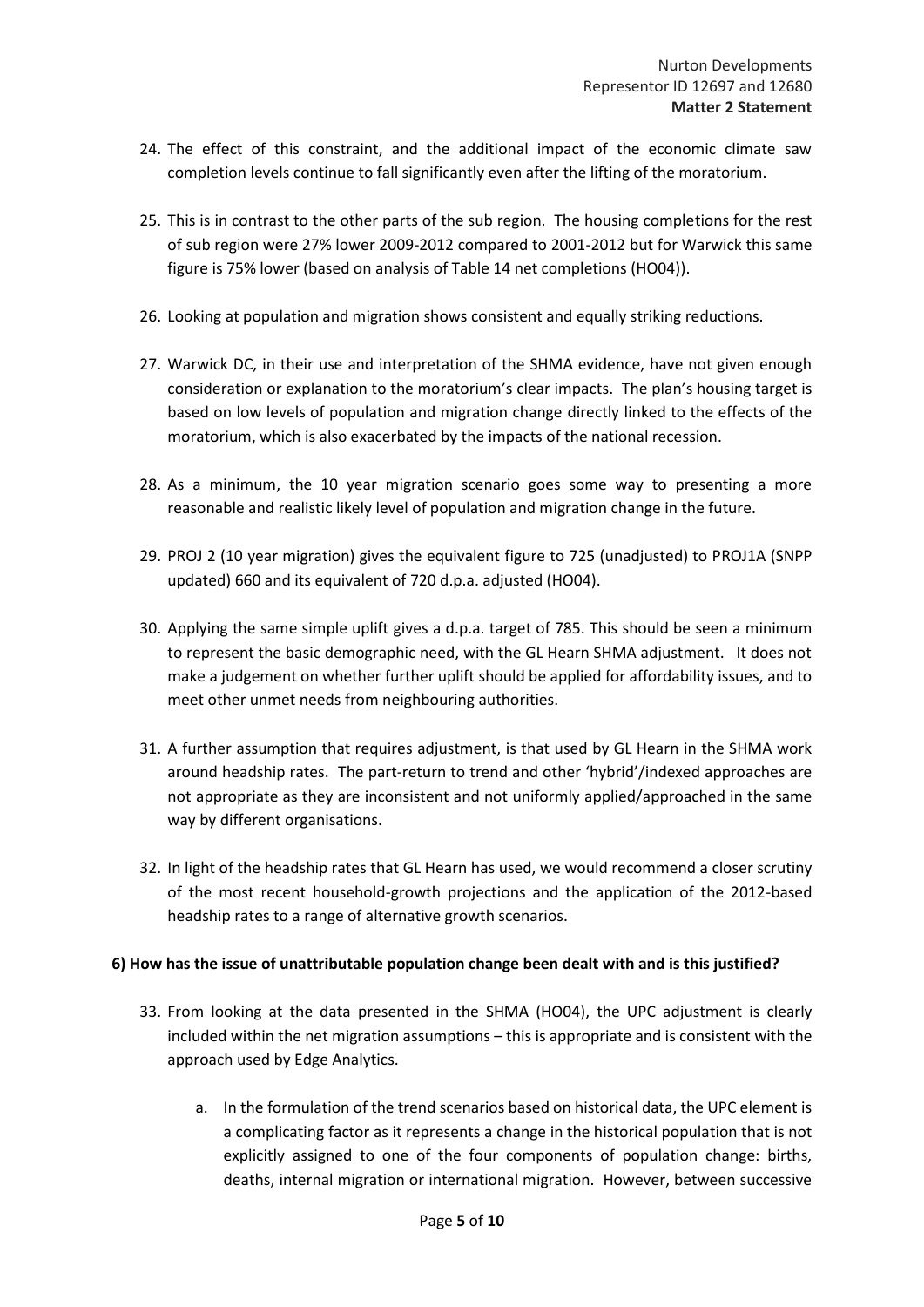24. The effect of this constraint, and the additional impact of the economic climate saw completion levels continue to fall significantly even after the lifting of the moratorium.

25. This is in contrast to the other parts of the sub region. The housing completions for the rest of sub region were 27% lower 2009-2012 compared to 2001-2012 but for Warwick this same figure is 75% lower (based on analysis of Table 14 net completions (HO04)).

26. Looking at population and migration shows consistent and equally striking reductions.

27. Warwick DC, in their use and interpretation of the SHMA evidence, have not given enough consideration or explanation to the moratorium's clear impacts. The plan's housing target is based on low levels of population and migration change directly linked to the effects of the moratorium, which is also exacerbated by the impacts of the national recession.

28. As a minimum, the 10 year migration scenario goes some way to presenting a more reasonable and realistic likely level of population and migration change in the future.

29. PROJ 2 (10 year migration) gives the equivalent figure to 725 (unadjusted) to PROJ1A (SNPP updated) 660 and its equivalent of 720 d.p.a. adjusted (HO04).

30. Applying the same simple uplift gives a d.p.a. target of 785. This should be seen a minimum to represent the basic demographic need, with the GL Hearn SHMA adjustment. It does not make a judgement on whether further uplift should be applied for affordability issues, and to meet other unmet needs from neighbouring authorities.

31. A further assumption that requires adjustment, is that used by GL Hearn in the SHMA work around headship rates. The part-return to trend and other 'hybrid'/indexed approaches are not appropriate as they are inconsistent and not uniformly applied/approached in the same way by different organisations.

32. In light of the headship rates that GL Hearn has used, we would recommend a closer scrutiny of the most recent household-growth projections and the application of the 2012-based headship rates to a range of alternative growth scenarios.

**6) How has the issue of unattributable population change been dealt with and is this justified?**

33. From looking at the data presented in the SHMA (HO04), the UPC adjustment is clearly included within the net migration assumptions – this is appropriate and is consistent with the approach used by Edge Analytics.

    a. In the formulation of the trend scenarios based on historical data, the UPC element is a complicating factor as it represents a change in the historical population that is not explicitly assigned to one of the four components of population change: births, deaths, internal migration or international migration. However, between successive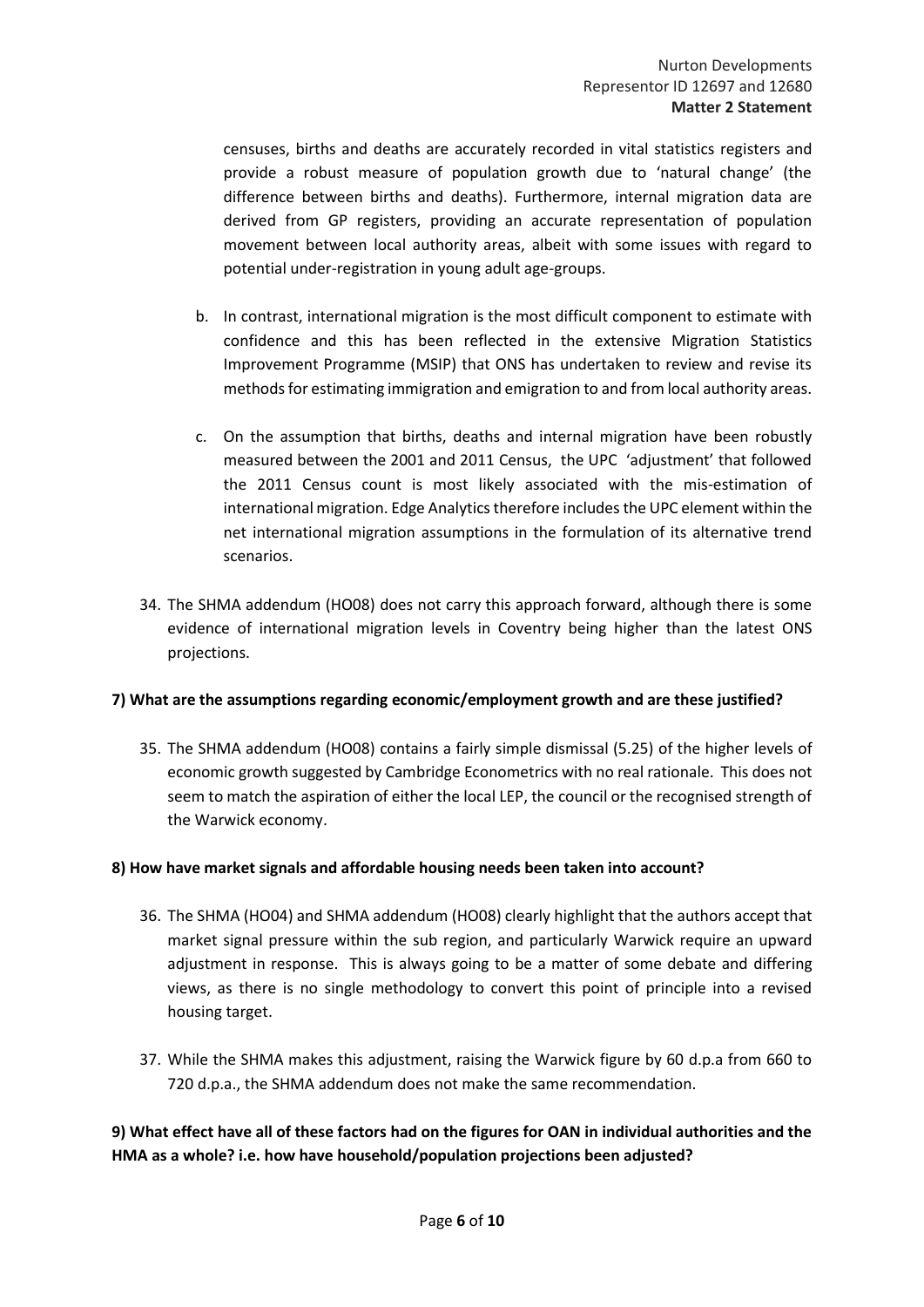censuses, births and deaths are accurately recorded in vital statistics registers and provide a robust measure of population growth due to 'natural change' (the difference between births and deaths). Furthermore, internal migration data are derived from GP registers, providing an accurate representation of population movement between local authority areas, albeit with some issues with regard to potential under-registration in young adult age-groups.

b. In contrast, international migration is the most difficult component to estimate with confidence and this has been reflected in the extensive Migration Statistics Improvement Programme (MSIP) that ONS has undertaken to review and revise its methods for estimating immigration and emigration to and from local authority areas.

c. On the assumption that births, deaths and internal migration have been robustly measured between the 2001 and 2011 Census, the UPC 'adjustment' that followed the 2011 Census count is most likely associated with the mis-estimation of international migration. Edge Analytics therefore includes the UPC element within the net international migration assumptions in the formulation of its alternative trend scenarios.

34. The SHMA addendum (HO08) does not carry this approach forward, although there is some evidence of international migration levels in Coventry being higher than the latest ONS projections.

**7) What are the assumptions regarding economic/employment growth and are these justified?**

35. The SHMA addendum (HO08) contains a fairly simple dismissal (5.25) of the higher levels of economic growth suggested by Cambridge Econometrics with no real rationale. This does not seem to match the aspiration of either the local LEP, the council or the recognised strength of the Warwick economy.

**8) How have market signals and affordable housing needs been taken into account?**

36. The SHMA (HO04) and SHMA addendum (HO08) clearly highlight that the authors accept that market signal pressure within the sub region, and particularly Warwick require an upward adjustment in response. This is always going to be a matter of some debate and differing views, as there is no single methodology to convert this point of principle into a revised housing target.

37. While the SHMA makes this adjustment, raising the Warwick figure by 60 d.p.a from 660 to 720 d.p.a., the SHMA addendum does not make the same recommendation.

**9) What effect have all of these factors had on the figures for OAN in individual authorities and the HMA as a whole? i.e. how have household/population projections been adjusted?**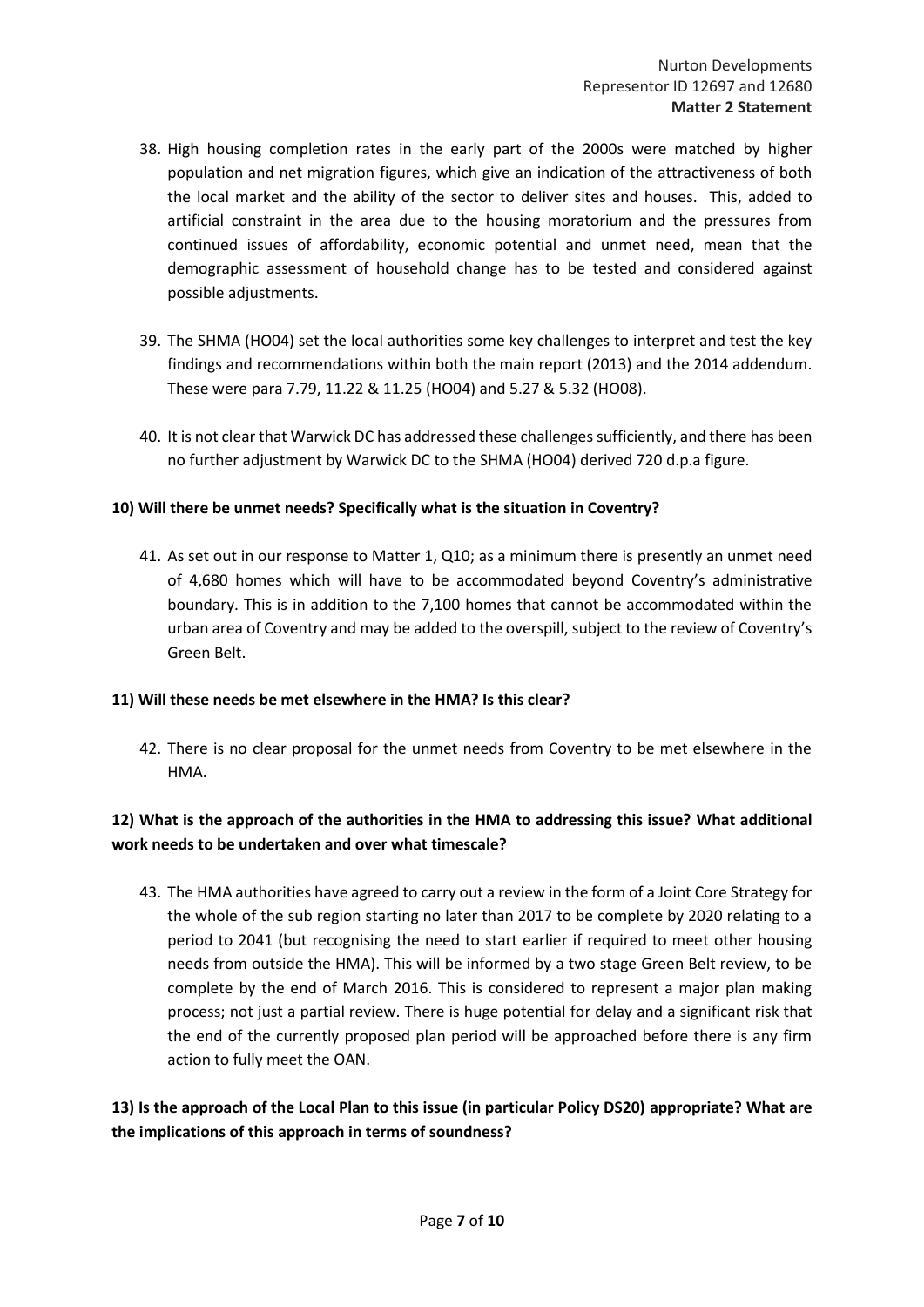38. High housing completion rates in the early part of the 2000s were matched by higher population and net migration figures, which give an indication of the attractiveness of both the local market and the ability of the sector to deliver sites and houses. This, added to artificial constraint in the area due to the housing moratorium and the pressures from continued issues of affordability, economic potential and unmet need, mean that the demographic assessment of household change has to be tested and considered against possible adjustments.

39. The SHMA (HO04) set the local authorities some key challenges to interpret and test the key findings and recommendations within both the main report (2013) and the 2014 addendum. These were para 7.79, 11.22 & 11.25 (HO04) and 5.27 & 5.32 (HO08).

40. It is not clear that Warwick DC has addressed these challenges sufficiently, and there has been no further adjustment by Warwick DC to the SHMA (HO04) derived 720 d.p.a figure.

**10) Will there be unmet needs? Specifically what is the situation in Coventry?**

41. As set out in our response to Matter 1, Q10; as a minimum there is presently an unmet need of 4,680 homes which will have to be accommodated beyond Coventry's administrative boundary. This is in addition to the 7,100 homes that cannot be accommodated within the urban area of Coventry and may be added to the overspill, subject to the review of Coventry's Green Belt.

**11) Will these needs be met elsewhere in the HMA? Is this clear?**

42. There is no clear proposal for the unmet needs from Coventry to be met elsewhere in the HMA.

**12) What is the approach of the authorities in the HMA to addressing this issue? What additional work needs to be undertaken and over what timescale?**

43. The HMA authorities have agreed to carry out a review in the form of a Joint Core Strategy for the whole of the sub region starting no later than 2017 to be complete by 2020 relating to a period to 2041 (but recognising the need to start earlier if required to meet other housing needs from outside the HMA). This will be informed by a two stage Green Belt review, to be complete by the end of March 2016. This is considered to represent a major plan making process; not just a partial review. There is huge potential for delay and a significant risk that the end of the currently proposed plan period will be approached before there is any firm action to fully meet the OAN.

**13) Is the approach of the Local Plan to this issue (in particular Policy DS20) appropriate? What are the implications of this approach in terms of soundness?**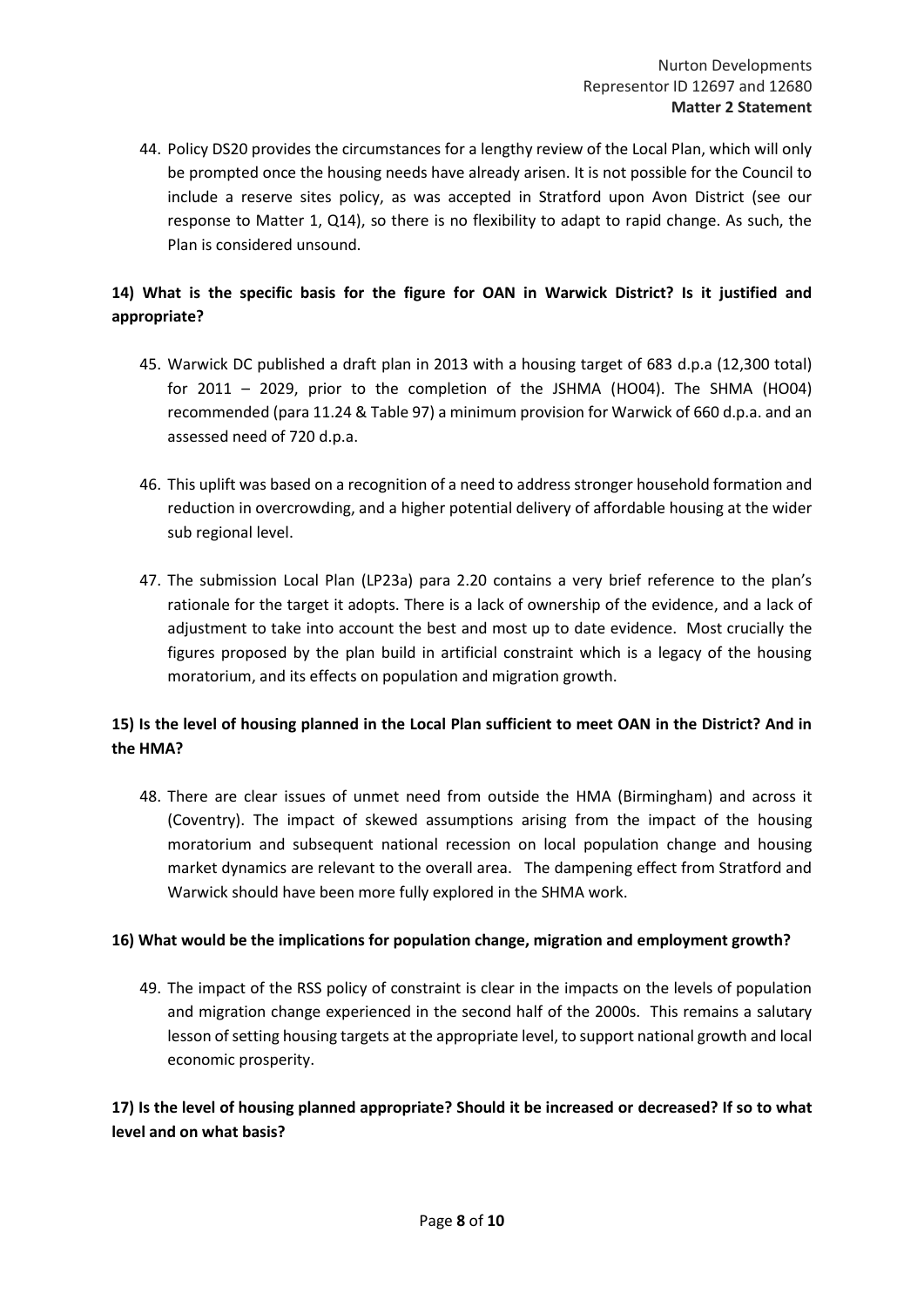44. Policy DS20 provides the circumstances for a lengthy review of the Local Plan, which will only be prompted once the housing needs have already arisen. It is not possible for the Council to include a reserve sites policy, as was accepted in Stratford upon Avon District (see our response to Matter 1, Q14), so there is no flexibility to adapt to rapid change. As such, the Plan is considered unsound.

**14) What is the specific basis for the figure for OAN in Warwick District? Is it justified and appropriate?**

45. Warwick DC published a draft plan in 2013 with a housing target of 683 d.p.a (12,300 total) for 2011 – 2029, prior to the completion of the JSHMA (HO04). The SHMA (HO04) recommended (para 11.24 & Table 97) a minimum provision for Warwick of 660 d.p.a. and an assessed need of 720 d.p.a.

46. This uplift was based on a recognition of a need to address stronger household formation and reduction in overcrowding, and a higher potential delivery of affordable housing at the wider sub regional level.

47. The submission Local Plan (LP23a) para 2.20 contains a very brief reference to the plan's rationale for the target it adopts. There is a lack of ownership of the evidence, and a lack of adjustment to take into account the best and most up to date evidence. Most crucially the figures proposed by the plan build in artificial constraint which is a legacy of the housing moratorium, and its effects on population and migration growth.

**15) Is the level of housing planned in the Local Plan sufficient to meet OAN in the District? And in the HMA?**

48. There are clear issues of unmet need from outside the HMA (Birmingham) and across it (Coventry). The impact of skewed assumptions arising from the impact of the housing moratorium and subsequent national recession on local population change and housing market dynamics are relevant to the overall area. The dampening effect from Stratford and Warwick should have been more fully explored in the SHMA work.

**16) What would be the implications for population change, migration and employment growth?**

49. The impact of the RSS policy of constraint is clear in the impacts on the levels of population and migration change experienced in the second half of the 2000s. This remains a salutary lesson of setting housing targets at the appropriate level, to support national growth and local economic prosperity.

**17) Is the level of housing planned appropriate? Should it be increased or decreased? If so to what level and on what basis?**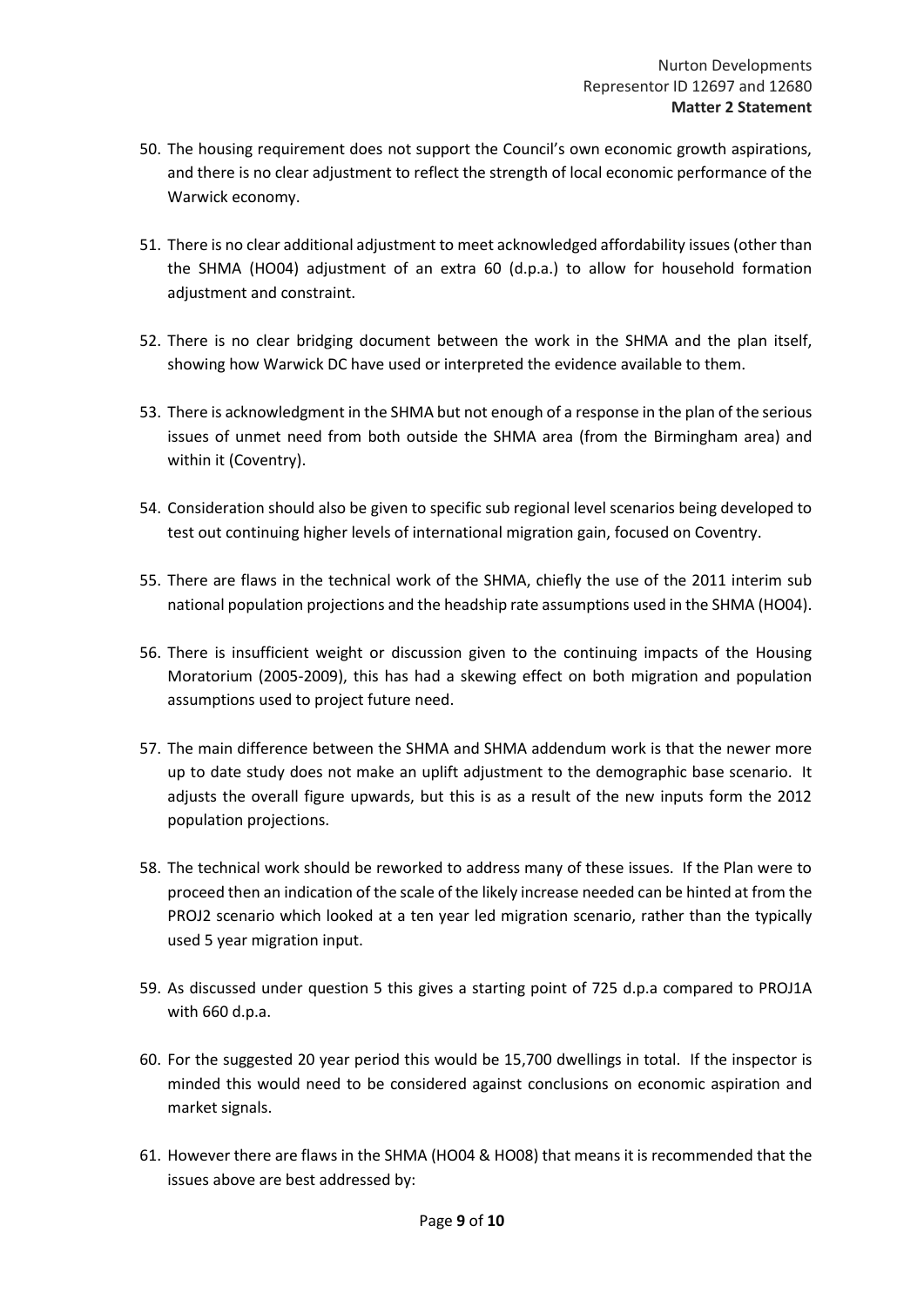50. The housing requirement does not support the Council's own economic growth aspirations, and there is no clear adjustment to reflect the strength of local economic performance of the Warwick economy.

51. There is no clear additional adjustment to meet acknowledged affordability issues (other than the SHMA (HO04) adjustment of an extra 60 (d.p.a.) to allow for household formation adjustment and constraint.

52. There is no clear bridging document between the work in the SHMA and the plan itself, showing how Warwick DC have used or interpreted the evidence available to them.

53. There is acknowledgment in the SHMA but not enough of a response in the plan of the serious issues of unmet need from both outside the SHMA area (from the Birmingham area) and within it (Coventry).

54. Consideration should also be given to specific sub regional level scenarios being developed to test out continuing higher levels of international migration gain, focused on Coventry.

55. There are flaws in the technical work of the SHMA, chiefly the use of the 2011 interim sub national population projections and the headship rate assumptions used in the SHMA (HO04).

56. There is insufficient weight or discussion given to the continuing impacts of the Housing Moratorium (2005-2009), this has had a skewing effect on both migration and population assumptions used to project future need.

57. The main difference between the SHMA and SHMA addendum work is that the newer more up to date study does not make an uplift adjustment to the demographic base scenario. It adjusts the overall figure upwards, but this is as a result of the new inputs form the 2012 population projections.

58. The technical work should be reworked to address many of these issues. If the Plan were to proceed then an indication of the scale of the likely increase needed can be hinted at from the PROJ2 scenario which looked at a ten year led migration scenario, rather than the typically used 5 year migration input.

59. As discussed under question 5 this gives a starting point of 725 d.p.a compared to PROJ1A with 660 d.p.a.

60. For the suggested 20 year period this would be 15,700 dwellings in total. If the inspector is minded this would need to be considered against conclusions on economic aspiration and market signals.

61. However there are flaws in the SHMA (HO04 & HO08) that means it is recommended that the issues above are best addressed by: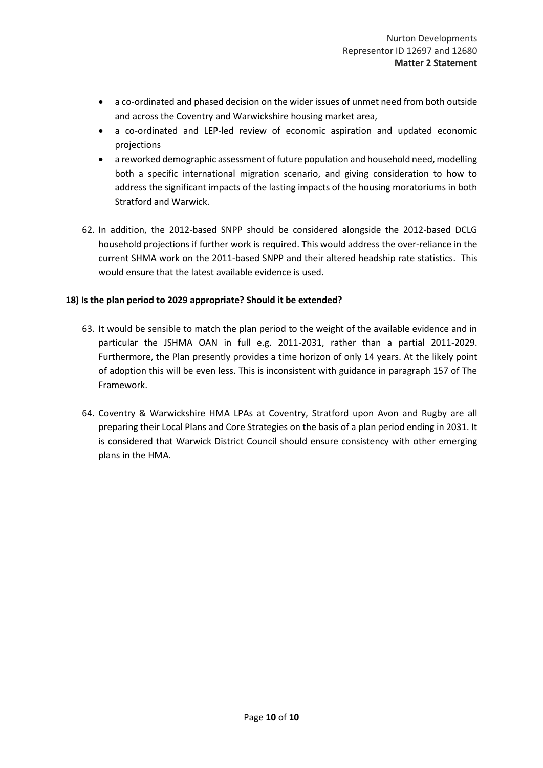- a co-ordinated and phased decision on the wider issues of unmet need from both outside and across the Coventry and Warwickshire housing market area,
- a co-ordinated and LEP-led review of economic aspiration and updated economic projections
- a reworked demographic assessment of future population and household need, modelling both a specific international migration scenario, and giving consideration to how to address the significant impacts of the lasting impacts of the housing moratoriums in both Stratford and Warwick.

62. In addition, the 2012-based SNPP should be considered alongside the 2012-based DCLG household projections if further work is required. This would address the over-reliance in the current SHMA work on the 2011-based SNPP and their altered headship rate statistics. This would ensure that the latest available evidence is used.

**18) Is the plan period to 2029 appropriate? Should it be extended?**

63. It would be sensible to match the plan period to the weight of the available evidence and in particular the JSHMA OAN in full e.g. 2011-2031, rather than a partial 2011-2029. Furthermore, the Plan presently provides a time horizon of only 14 years. At the likely point of adoption this will be even less. This is inconsistent with guidance in paragraph 157 of The Framework.

64. Coventry & Warwickshire HMA LPAs at Coventry, Stratford upon Avon and Rugby are all preparing their Local Plans and Core Strategies on the basis of a plan period ending in 2031. It is considered that Warwick District Council should ensure consistency with other emerging plans in the HMA.